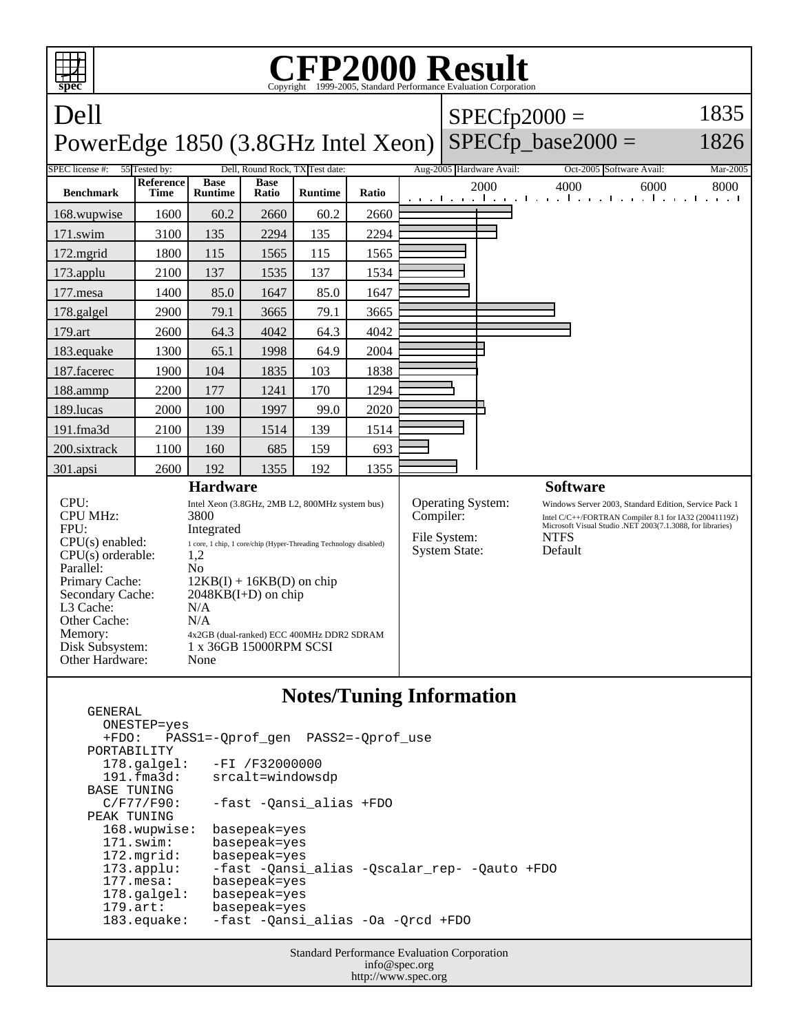# CFP2000 Result

Copyright 1999-2005, Standard Performance Evaluation Corporation

## Dell
## PowerEdge 1850 (3.8GHz Intel Xeon)

SPECfp2000 = 1835

SPECfp_base2000 = 1826

| SPEC license #: | 55 | Tested by: | Dell, Round Rock, TX | Test date: | Aug-2005 | Hardware Avail: | Oct-2005 | Software Avail: | Mar-2005 |
|---|---|---|---|---|---|---|---|---|---|

| Benchmark | Reference Time | Base Runtime | Base Ratio | Runtime | Ratio |
|---|---|---|---|---|---|
| 168.wupwise | 1600 | 60.2 | 2660 | 60.2 | 2660 |
| 171.swim | 3100 | 135 | 2294 | 135 | 2294 |
| 172.mgrid | 1800 | 115 | 1565 | 115 | 1565 |
| 173.applu | 2100 | 137 | 1535 | 137 | 1534 |
| 177.mesa | 1400 | 85.0 | 1647 | 85.0 | 1647 |
| 178.galgel | 2900 | 79.1 | 3665 | 79.1 | 3665 |
| 179.art | 2600 | 64.3 | 4042 | 64.3 | 4042 |
| 183.equake | 1300 | 65.1 | 1998 | 64.9 | 2004 |
| 187.facerec | 1900 | 104 | 1835 | 103 | 1838 |
| 188.ammp | 2200 | 177 | 1241 | 170 | 1294 |
| 189.lucas | 2000 | 100 | 1997 | 99.0 | 2020 |
| 191.fma3d | 2100 | 139 | 1514 | 139 | 1514 |
| 200.sixtrack | 1100 | 160 | 685 | 159 | 693 |
| 301.apsi | 2600 | 192 | 1355 | 192 | 1355 |

### Hardware

| | |
|---|---|
| CPU: | Intel Xeon (3.8GHz, 2MB L2, 800MHz system bus) |
| CPU MHz: | 3800 |
| FPU: | Integrated |
| CPU(s) enabled: | 1 core, 1 chip, 1 core/chip (Hyper-Threading Technology disabled) |
| CPU(s) orderable: | 1,2 |
| Parallel: | No |
| Primary Cache: | 12KB(I) + 16KB(D) on chip |
| Secondary Cache: | 2048KB(I+D) on chip |
| L3 Cache: | N/A |
| Other Cache: | N/A |
| Memory: | 4x2GB (dual-ranked) ECC 400MHz DDR2 SDRAM |
| Disk Subsystem: | 1 x 36GB 15000RPM SCSI |
| Other Hardware: | None |

### Software

| | |
|---|---|
| Operating System: | Windows Server 2003, Standard Edition, Service Pack 1 |
| Compiler: | Intel C/C++/FORTRAN Compiler 8.1 for IA32 (20041119Z) Microsoft Visual Studio .NET 2003(7.1.3088, for libraries) |
| File System: | NTFS |
| System State: | Default |

## Notes/Tuning Information

```
GENERAL
  ONESTEP=yes
  +FDO:   PASS1=-Qprof_gen  PASS2=-Qprof_use
PORTABILITY
  178.galgel:    -FI /F32000000
  191.fma3d:     srcalt=windowsdp
BASE TUNING
  C/F77/F90:     -fast -Qansi_alias +FDO
PEAK TUNING
  168.wupwise:  basepeak=yes
  171.swim:     basepeak=yes
  172.mgrid:    basepeak=yes
  173.applu:    -fast -Qansi_alias -Qscalar_rep- -Qauto +FDO
  177.mesa:     basepeak=yes
  178.galgel:   basepeak=yes
  179.art:      basepeak=yes
  183.equake:   -fast -Qansi_alias -Oa -Qrcd +FDO
```

Standard Performance Evaluation Corporation
info@spec.org
http://www.spec.org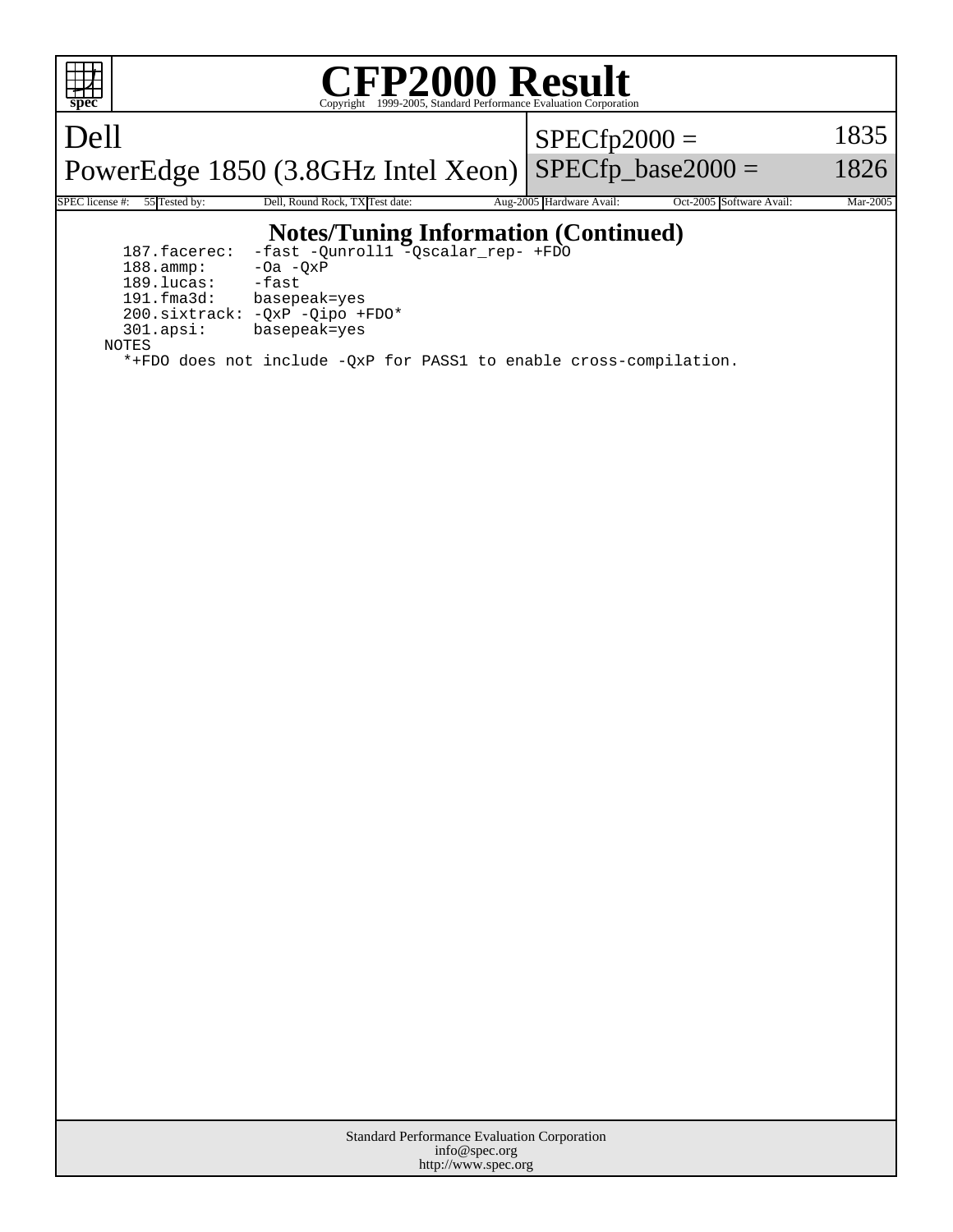# CFP2000 Result

Copyright 1999-2005, Standard Performance Evaluation Corporation

Dell

PowerEdge 1850 (3.8GHz Intel Xeon)

SPECfp2000 = 1835

SPECfp_base2000 = 1826

| | | | | | | | | | |
|---|---|---|---|---|---|---|---|---|---|
| SPEC license #: | 55 | Tested by: | Dell, Round Rock, TX | Test date: | Aug-2005 | Hardware Avail: | Oct-2005 | Software Avail: | Mar-2005 |

## Notes/Tuning Information (Continued)

```
    187.facerec:  -fast -Qunroll1 -Qscalar_rep- +FDO
    188.ammp:     -Oa -QxP
    189.lucas:    -fast
    191.fma3d:    basepeak=yes
    200.sixtrack: -QxP -Qipo +FDO*
    301.apsi:     basepeak=yes
 NOTES
    *+FDO does not include -QxP for PASS1 to enable cross-compilation.
```

Standard Performance Evaluation Corporation
info@spec.org
http://www.spec.org